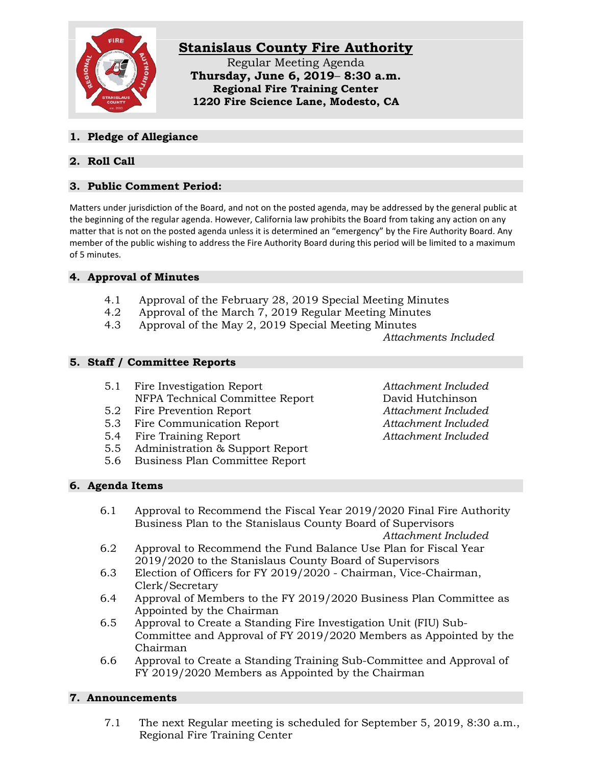# Stanislaus County Fire Authority

Regular Meeting Agenda
**Thursday, June 6, 2019– 8:30 a.m.**
**Regional Fire Training Center**
**1220 Fire Science Lane, Modesto, CA**

## 1. Pledge of Allegiance

## 2. Roll Call

## 3. Public Comment Period:

Matters under jurisdiction of the Board, and not on the posted agenda, may be addressed by the general public at the beginning of the regular agenda. However, California law prohibits the Board from taking any action on any matter that is not on the posted agenda unless it is determined an "emergency" by the Fire Authority Board. Any member of the public wishing to address the Fire Authority Board during this period will be limited to a maximum of 5 minutes.

## 4. Approval of Minutes

4.1 Approval of the February 28, 2019 Special Meeting Minutes
4.2 Approval of the March 7, 2019 Regular Meeting Minutes
4.3 Approval of the May 2, 2019 Special Meeting Minutes
*Attachments Included*

## 5. Staff / Committee Reports

5.1 Fire Investigation Report — *Attachment Included*
NFPA Technical Committee Report — David Hutchinson
5.2 Fire Prevention Report — *Attachment Included*
5.3 Fire Communication Report — *Attachment Included*
5.4 Fire Training Report — *Attachment Included*
5.5 Administration & Support Report
5.6 Business Plan Committee Report

## 6. Agenda Items

6.1 Approval to Recommend the Fiscal Year 2019/2020 Final Fire Authority Business Plan to the Stanislaus County Board of Supervisors
*Attachment Included*
6.2 Approval to Recommend the Fund Balance Use Plan for Fiscal Year 2019/2020 to the Stanislaus County Board of Supervisors
6.3 Election of Officers for FY 2019/2020 - Chairman, Vice-Chairman, Clerk/Secretary
6.4 Approval of Members to the FY 2019/2020 Business Plan Committee as Appointed by the Chairman
6.5 Approval to Create a Standing Fire Investigation Unit (FIU) Sub-Committee and Approval of FY 2019/2020 Members as Appointed by the Chairman
6.6 Approval to Create a Standing Training Sub-Committee and Approval of FY 2019/2020 Members as Appointed by the Chairman

## 7. Announcements

7.1 The next Regular meeting is scheduled for September 5, 2019, 8:30 a.m., Regional Fire Training Center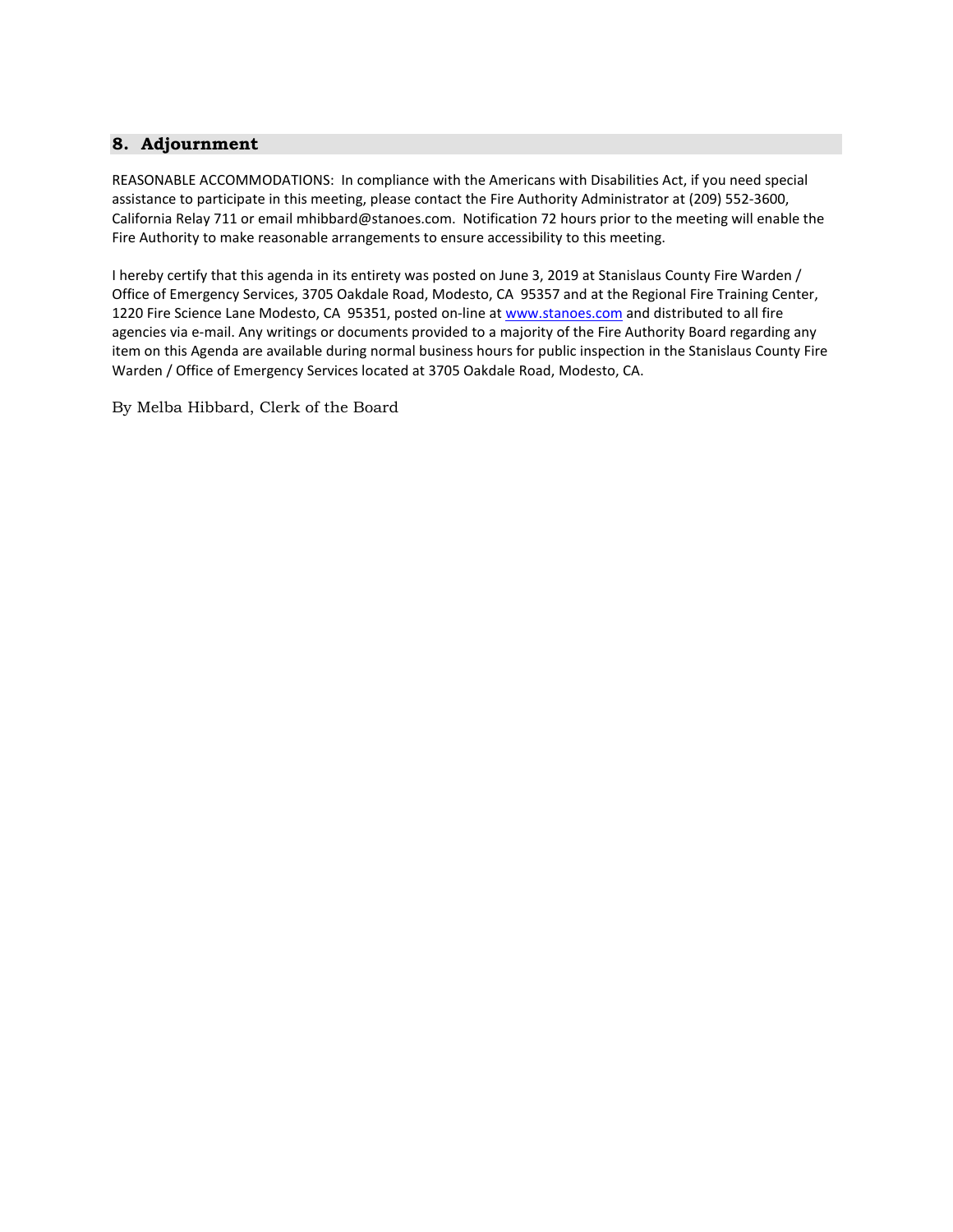## 8. Adjournment

REASONABLE ACCOMMODATIONS: In compliance with the Americans with Disabilities Act, if you need special assistance to participate in this meeting, please contact the Fire Authority Administrator at (209) 552-3600, California Relay 711 or email mhibbard@stanoes.com. Notification 72 hours prior to the meeting will enable the Fire Authority to make reasonable arrangements to ensure accessibility to this meeting.

I hereby certify that this agenda in its entirety was posted on June 3, 2019 at Stanislaus County Fire Warden / Office of Emergency Services, 3705 Oakdale Road, Modesto, CA 95357 and at the Regional Fire Training Center, 1220 Fire Science Lane Modesto, CA 95351, posted on-line at [www.stanoes.com](http://www.stanoes.com) and distributed to all fire agencies via e-mail. Any writings or documents provided to a majority of the Fire Authority Board regarding any item on this Agenda are available during normal business hours for public inspection in the Stanislaus County Fire Warden / Office of Emergency Services located at 3705 Oakdale Road, Modesto, CA.

By Melba Hibbard, Clerk of the Board